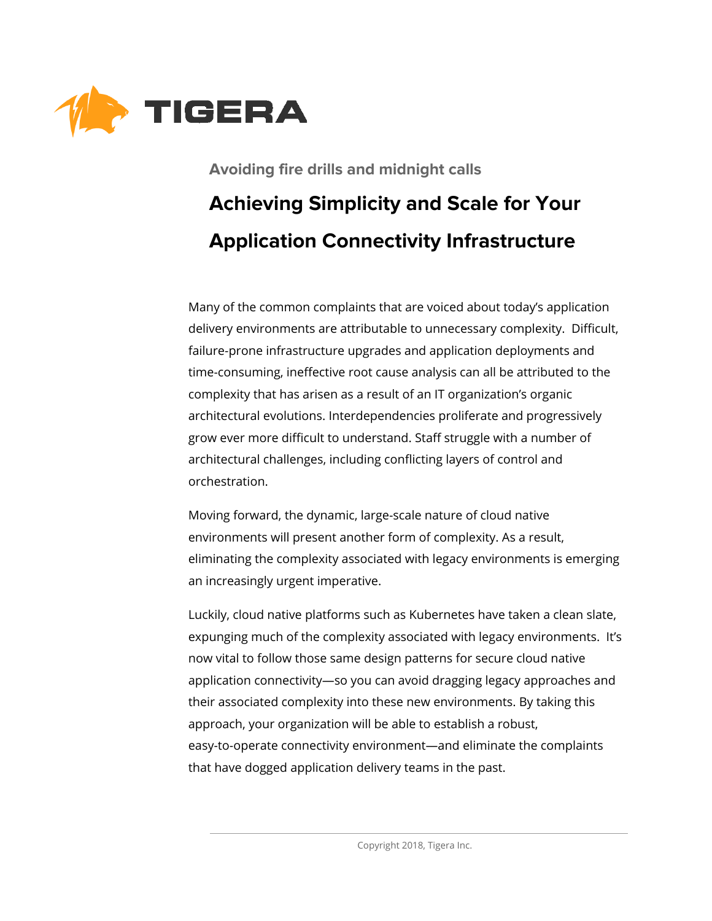TIGERA

### Avoiding fire drills and midnight calls

# Achieving Simplicity and Scale for Your Application Connectivity Infrastructure

Many of the common complaints that are voiced about today's application delivery environments are attributable to unnecessary complexity. Difficult, failure-prone infrastructure upgrades and application deployments and time-consuming, ineffective root cause analysis can all be attributed to the complexity that has arisen as a result of an IT organization's organic architectural evolutions. Interdependencies proliferate and progressively grow ever more difficult to understand. Staff struggle with a number of architectural challenges, including conflicting layers of control and orchestration.

Moving forward, the dynamic, large-scale nature of cloud native environments will present another form of complexity. As a result, eliminating the complexity associated with legacy environments is emerging an increasingly urgent imperative.

Luckily, cloud native platforms such as Kubernetes have taken a clean slate, expunging much of the complexity associated with legacy environments. It's now vital to follow those same design patterns for secure cloud native application connectivity—so you can avoid dragging legacy approaches and their associated complexity into these new environments. By taking this approach, your organization will be able to establish a robust, easy-to-operate connectivity environment—and eliminate the complaints that have dogged application delivery teams in the past.

Copyright 2018, Tigera Inc.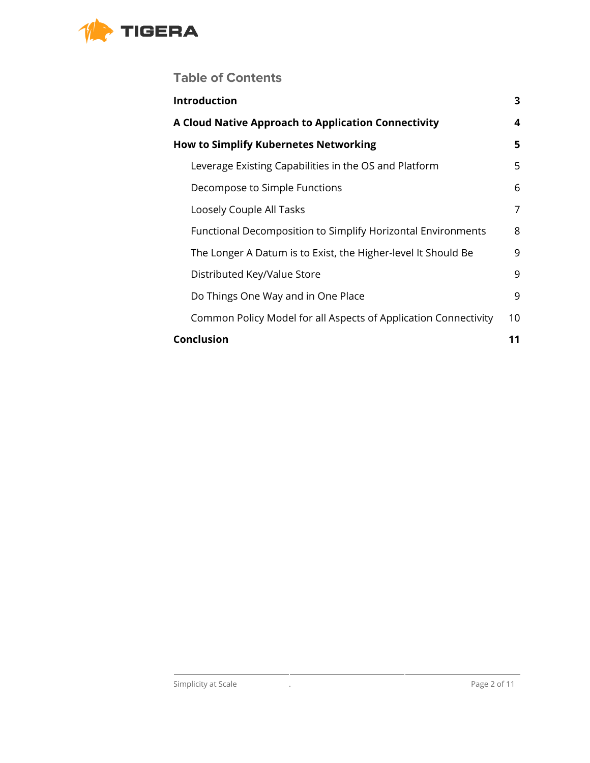## Table of Contents

| | |
|---|---|
| **Introduction** | **3** |
| **A Cloud Native Approach to Application Connectivity** | **4** |
| **How to Simplify Kubernetes Networking** | **5** |
| Leverage Existing Capabilities in the OS and Platform | 5 |
| Decompose to Simple Functions | 6 |
| Loosely Couple All Tasks | 7 |
| Functional Decomposition to Simplify Horizontal Environments | 8 |
| The Longer A Datum is to Exist, the Higher-level It Should Be | 9 |
| Distributed Key/Value Store | 9 |
| Do Things One Way and in One Place | 9 |
| Common Policy Model for all Aspects of Application Connectivity | 10 |
| **Conclusion** | **11** |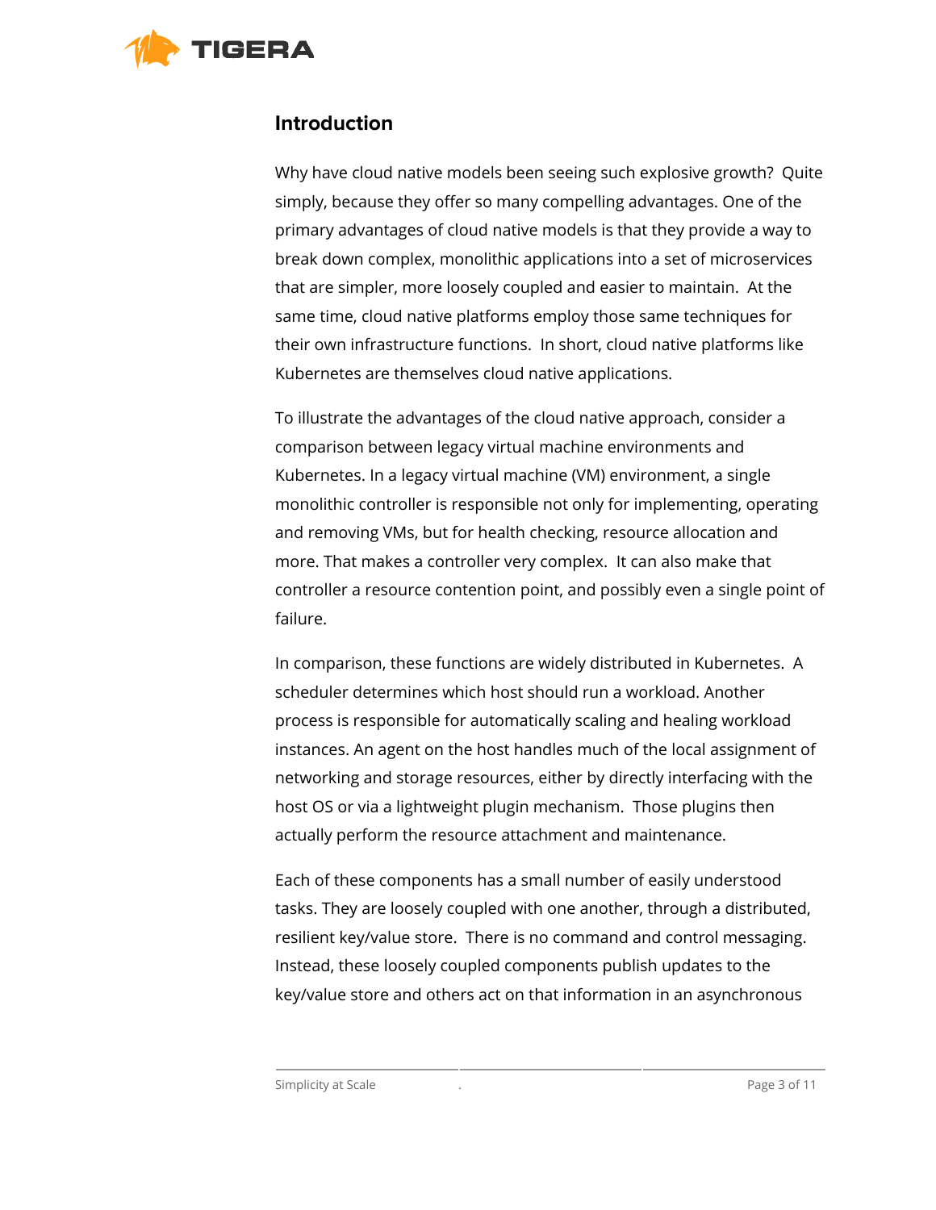## Introduction

Why have cloud native models been seeing such explosive growth? Quite simply, because they offer so many compelling advantages. One of the primary advantages of cloud native models is that they provide a way to break down complex, monolithic applications into a set of microservices that are simpler, more loosely coupled and easier to maintain. At the same time, cloud native platforms employ those same techniques for their own infrastructure functions. In short, cloud native platforms like Kubernetes are themselves cloud native applications.

To illustrate the advantages of the cloud native approach, consider a comparison between legacy virtual machine environments and Kubernetes. In a legacy virtual machine (VM) environment, a single monolithic controller is responsible not only for implementing, operating and removing VMs, but for health checking, resource allocation and more. That makes a controller very complex. It can also make that controller a resource contention point, and possibly even a single point of failure.

In comparison, these functions are widely distributed in Kubernetes. A scheduler determines which host should run a workload. Another process is responsible for automatically scaling and healing workload instances. An agent on the host handles much of the local assignment of networking and storage resources, either by directly interfacing with the host OS or via a lightweight plugin mechanism. Those plugins then actually perform the resource attachment and maintenance.

Each of these components has a small number of easily understood tasks. They are loosely coupled with one another, through a distributed, resilient key/value store. There is no command and control messaging. Instead, these loosely coupled components publish updates to the key/value store and others act on that information in an asynchronous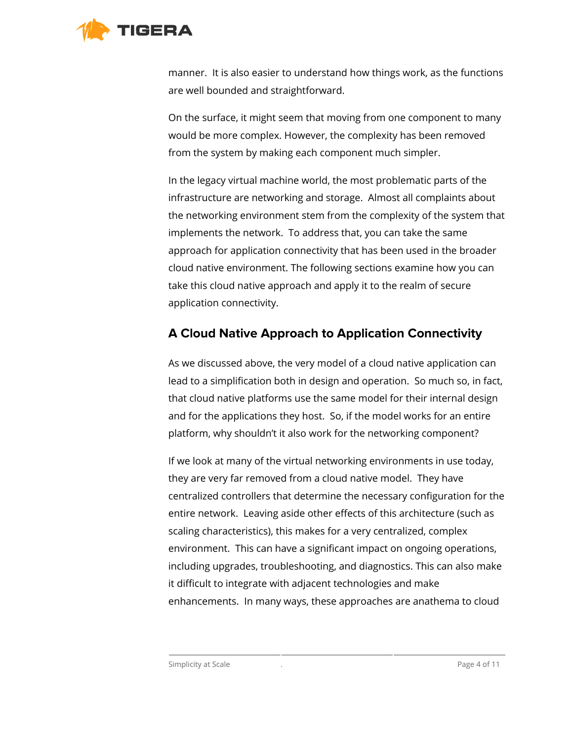manner. It is also easier to understand how things work, as the functions are well bounded and straightforward.

On the surface, it might seem that moving from one component to many would be more complex. However, the complexity has been removed from the system by making each component much simpler.

In the legacy virtual machine world, the most problematic parts of the infrastructure are networking and storage. Almost all complaints about the networking environment stem from the complexity of the system that implements the network. To address that, you can take the same approach for application connectivity that has been used in the broader cloud native environment. The following sections examine how you can take this cloud native approach and apply it to the realm of secure application connectivity.

## A Cloud Native Approach to Application Connectivity

As we discussed above, the very model of a cloud native application can lead to a simplification both in design and operation. So much so, in fact, that cloud native platforms use the same model for their internal design and for the applications they host. So, if the model works for an entire platform, why shouldn't it also work for the networking component?

If we look at many of the virtual networking environments in use today, they are very far removed from a cloud native model. They have centralized controllers that determine the necessary configuration for the entire network. Leaving aside other effects of this architecture (such as scaling characteristics), this makes for a very centralized, complex environment. This can have a significant impact on ongoing operations, including upgrades, troubleshooting, and diagnostics. This can also make it difficult to integrate with adjacent technologies and make enhancements. In many ways, these approaches are anathema to cloud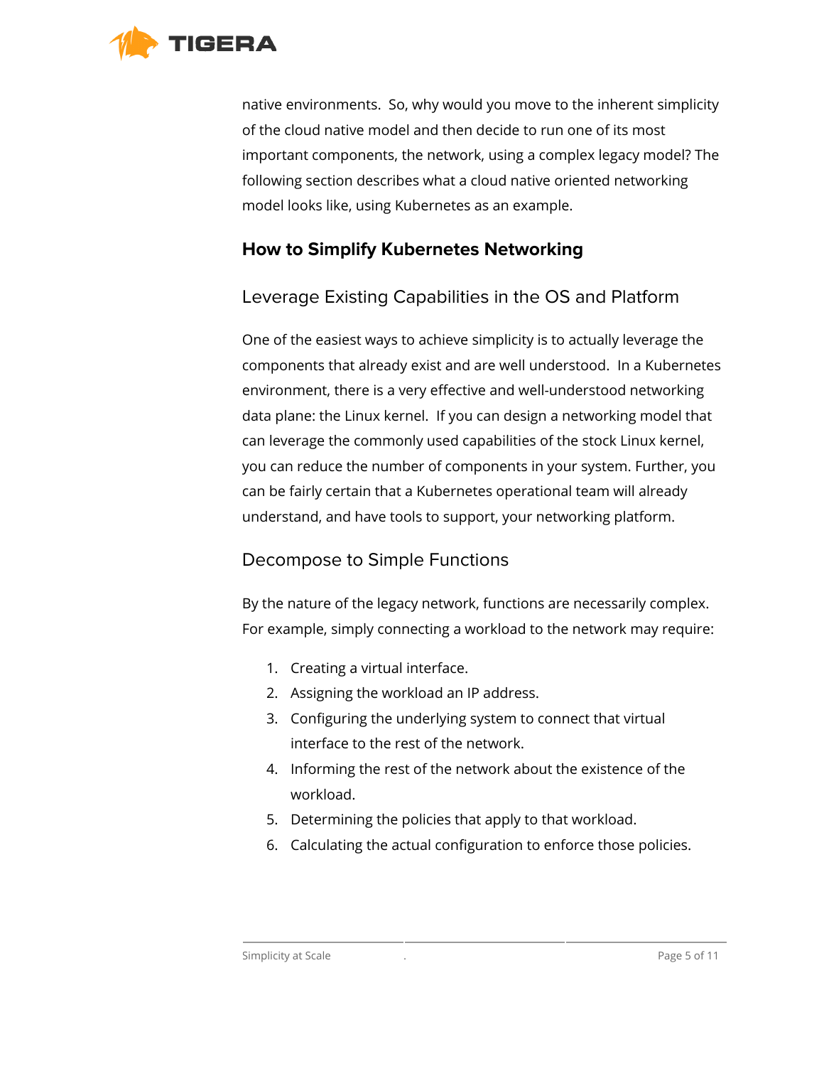native environments.  So, why would you move to the inherent simplicity of the cloud native model and then decide to run one of its most important components, the network, using a complex legacy model? The following section describes what a cloud native oriented networking model looks like, using Kubernetes as an example.

## How to Simplify Kubernetes Networking

### Leverage Existing Capabilities in the OS and Platform

One of the easiest ways to achieve simplicity is to actually leverage the components that already exist and are well understood.  In a Kubernetes environment, there is a very effective and well-understood networking data plane: the Linux kernel.  If you can design a networking model that can leverage the commonly used capabilities of the stock Linux kernel, you can reduce the number of components in your system. Further, you can be fairly certain that a Kubernetes operational team will already understand, and have tools to support, your networking platform.

### Decompose to Simple Functions

By the nature of the legacy network, functions are necessarily complex. For example, simply connecting a workload to the network may require:

1. Creating a virtual interface.
2. Assigning the workload an IP address.
3. Configuring the underlying system to connect that virtual interface to the rest of the network.
4. Informing the rest of the network about the existence of the workload.
5. Determining the policies that apply to that workload.
6. Calculating the actual configuration to enforce those policies.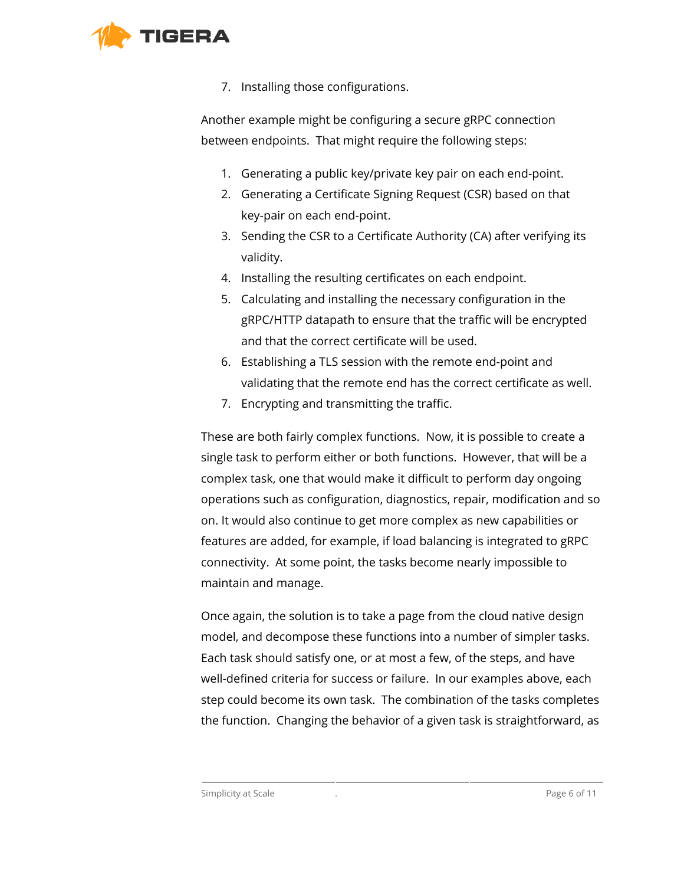7. Installing those configurations.

Another example might be configuring a secure gRPC connection between endpoints. That might require the following steps:

1. Generating a public key/private key pair on each end-point.
2. Generating a Certificate Signing Request (CSR) based on that key-pair on each end-point.
3. Sending the CSR to a Certificate Authority (CA) after verifying its validity.
4. Installing the resulting certificates on each endpoint.
5. Calculating and installing the necessary configuration in the gRPC/HTTP datapath to ensure that the traffic will be encrypted and that the correct certificate will be used.
6. Establishing a TLS session with the remote end-point and validating that the remote end has the correct certificate as well.
7. Encrypting and transmitting the traffic.

These are both fairly complex functions. Now, it is possible to create a single task to perform either or both functions. However, that will be a complex task, one that would make it difficult to perform day ongoing operations such as configuration, diagnostics, repair, modification and so on. It would also continue to get more complex as new capabilities or features are added, for example, if load balancing is integrated to gRPC connectivity. At some point, the tasks become nearly impossible to maintain and manage.

Once again, the solution is to take a page from the cloud native design model, and decompose these functions into a number of simpler tasks. Each task should satisfy one, or at most a few, of the steps, and have well-defined criteria for success or failure. In our examples above, each step could become its own task. The combination of the tasks completes the function. Changing the behavior of a given task is straightforward, as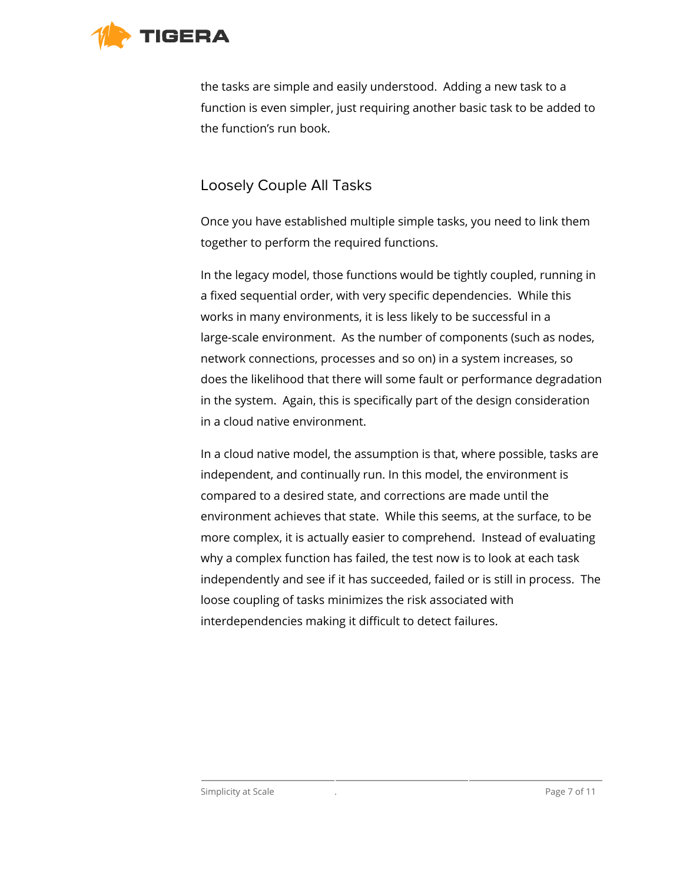the tasks are simple and easily understood.  Adding a new task to a function is even simpler, just requiring another basic task to be added to the function's run book.

## Loosely Couple All Tasks

Once you have established multiple simple tasks, you need to link them together to perform the required functions.

In the legacy model, those functions would be tightly coupled, running in a fixed sequential order, with very specific dependencies.  While this works in many environments, it is less likely to be successful in a large-scale environment.  As the number of components (such as nodes, network connections, processes and so on) in a system increases, so does the likelihood that there will some fault or performance degradation in the system.  Again, this is specifically part of the design consideration in a cloud native environment.

In a cloud native model, the assumption is that, where possible, tasks are independent, and continually run. In this model, the environment is compared to a desired state, and corrections are made until the environment achieves that state.  While this seems, at the surface, to be more complex, it is actually easier to comprehend.  Instead of evaluating why a complex function has failed, the test now is to look at each task independently and see if it has succeeded, failed or is still in process.  The loose coupling of tasks minimizes the risk associated with interdependencies making it difficult to detect failures.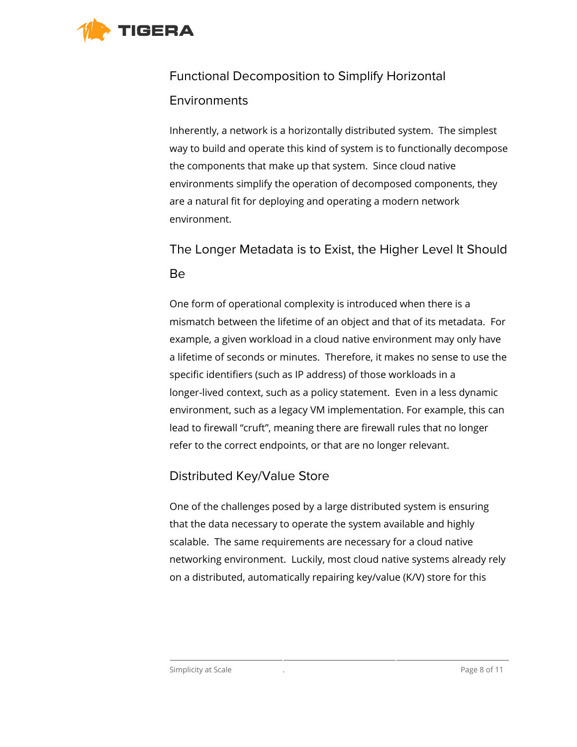## Functional Decomposition to Simplify Horizontal Environments

Inherently, a network is a horizontally distributed system. The simplest way to build and operate this kind of system is to functionally decompose the components that make up that system. Since cloud native environments simplify the operation of decomposed components, they are a natural fit for deploying and operating a modern network environment.

## The Longer Metadata is to Exist, the Higher Level It Should Be

One form of operational complexity is introduced when there is a mismatch between the lifetime of an object and that of its metadata. For example, a given workload in a cloud native environment may only have a lifetime of seconds or minutes. Therefore, it makes no sense to use the specific identifiers (such as IP address) of those workloads in a longer-lived context, such as a policy statement. Even in a less dynamic environment, such as a legacy VM implementation. For example, this can lead to firewall "cruft", meaning there are firewall rules that no longer refer to the correct endpoints, or that are no longer relevant.

## Distributed Key/Value Store

One of the challenges posed by a large distributed system is ensuring that the data necessary to operate the system available and highly scalable. The same requirements are necessary for a cloud native networking environment. Luckily, most cloud native systems already rely on a distributed, automatically repairing key/value (K/V) store for this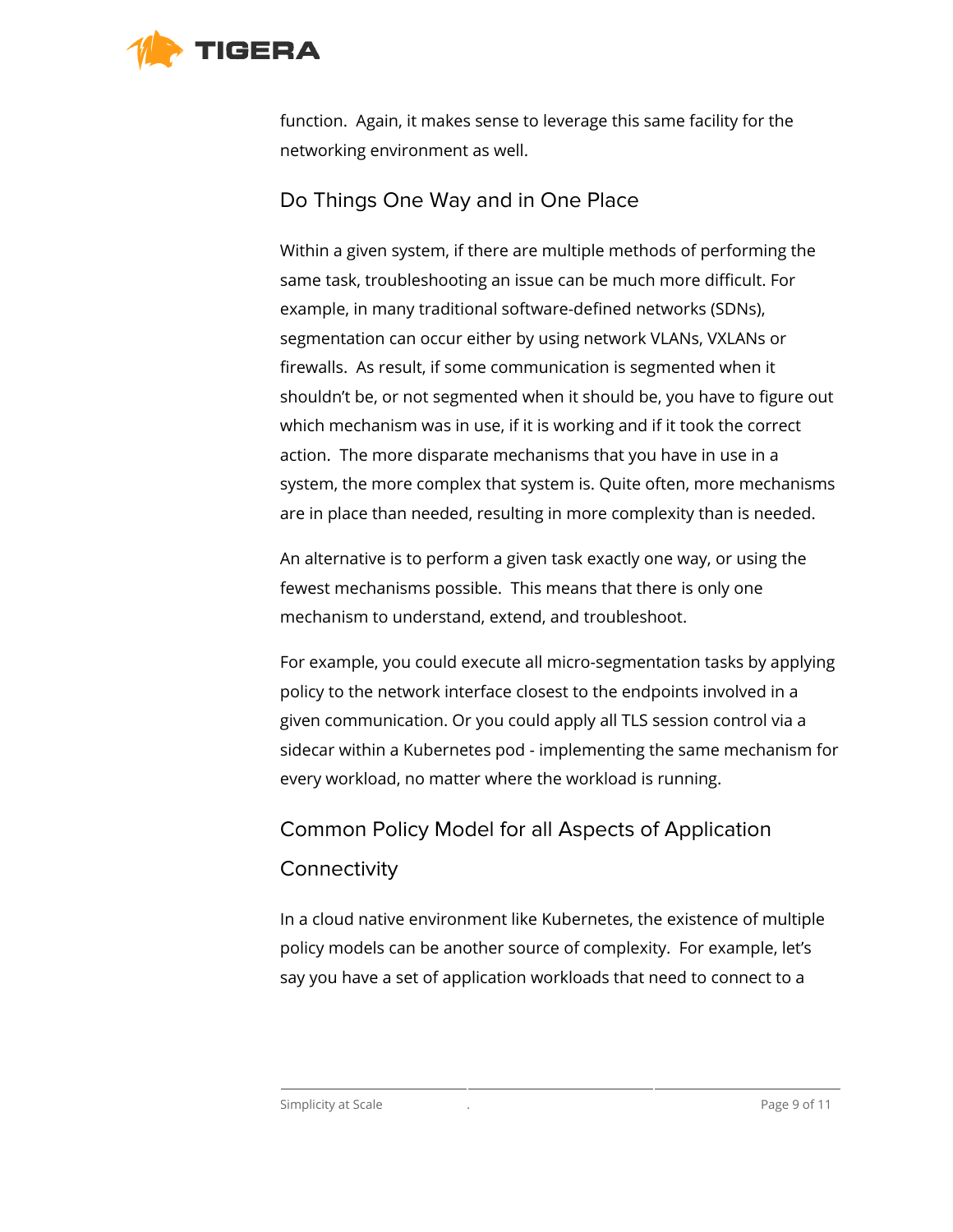function.  Again, it makes sense to leverage this same facility for the networking environment as well.

## Do Things One Way and in One Place

Within a given system, if there are multiple methods of performing the same task, troubleshooting an issue can be much more difficult. For example, in many traditional software-defined networks (SDNs), segmentation can occur either by using network VLANs, VXLANs or firewalls.  As result, if some communication is segmented when it shouldn't be, or not segmented when it should be, you have to figure out which mechanism was in use, if it is working and if it took the correct action.  The more disparate mechanisms that you have in use in a system, the more complex that system is. Quite often, more mechanisms are in place than needed, resulting in more complexity than is needed.

An alternative is to perform a given task exactly one way, or using the fewest mechanisms possible.  This means that there is only one mechanism to understand, extend, and troubleshoot.

For example, you could execute all micro-segmentation tasks by applying policy to the network interface closest to the endpoints involved in a given communication. Or you could apply all TLS session control via a sidecar within a Kubernetes pod - implementing the same mechanism for every workload, no matter where the workload is running.

## Common Policy Model for all Aspects of Application Connectivity

In a cloud native environment like Kubernetes, the existence of multiple policy models can be another source of complexity.  For example, let's say you have a set of application workloads that need to connect to a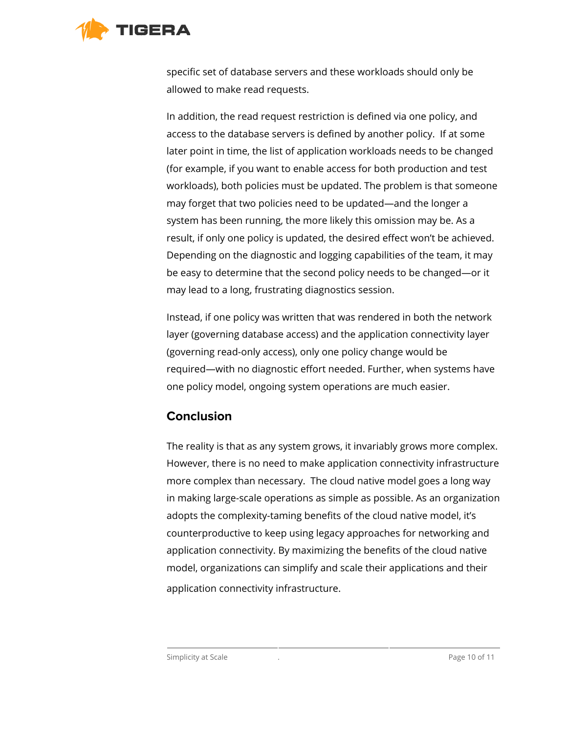specific set of database servers and these workloads should only be allowed to make read requests.

In addition, the read request restriction is defined via one policy, and access to the database servers is defined by another policy. If at some later point in time, the list of application workloads needs to be changed (for example, if you want to enable access for both production and test workloads), both policies must be updated. The problem is that someone may forget that two policies need to be updated—and the longer a system has been running, the more likely this omission may be. As a result, if only one policy is updated, the desired effect won't be achieved. Depending on the diagnostic and logging capabilities of the team, it may be easy to determine that the second policy needs to be changed—or it may lead to a long, frustrating diagnostics session.

Instead, if one policy was written that was rendered in both the network layer (governing database access) and the application connectivity layer (governing read-only access), only one policy change would be required—with no diagnostic effort needed. Further, when systems have one policy model, ongoing system operations are much easier.

## Conclusion

The reality is that as any system grows, it invariably grows more complex. However, there is no need to make application connectivity infrastructure more complex than necessary. The cloud native model goes a long way in making large-scale operations as simple as possible. As an organization adopts the complexity-taming benefits of the cloud native model, it's counterproductive to keep using legacy approaches for networking and application connectivity. By maximizing the benefits of the cloud native model, organizations can simplify and scale their applications and their application connectivity infrastructure.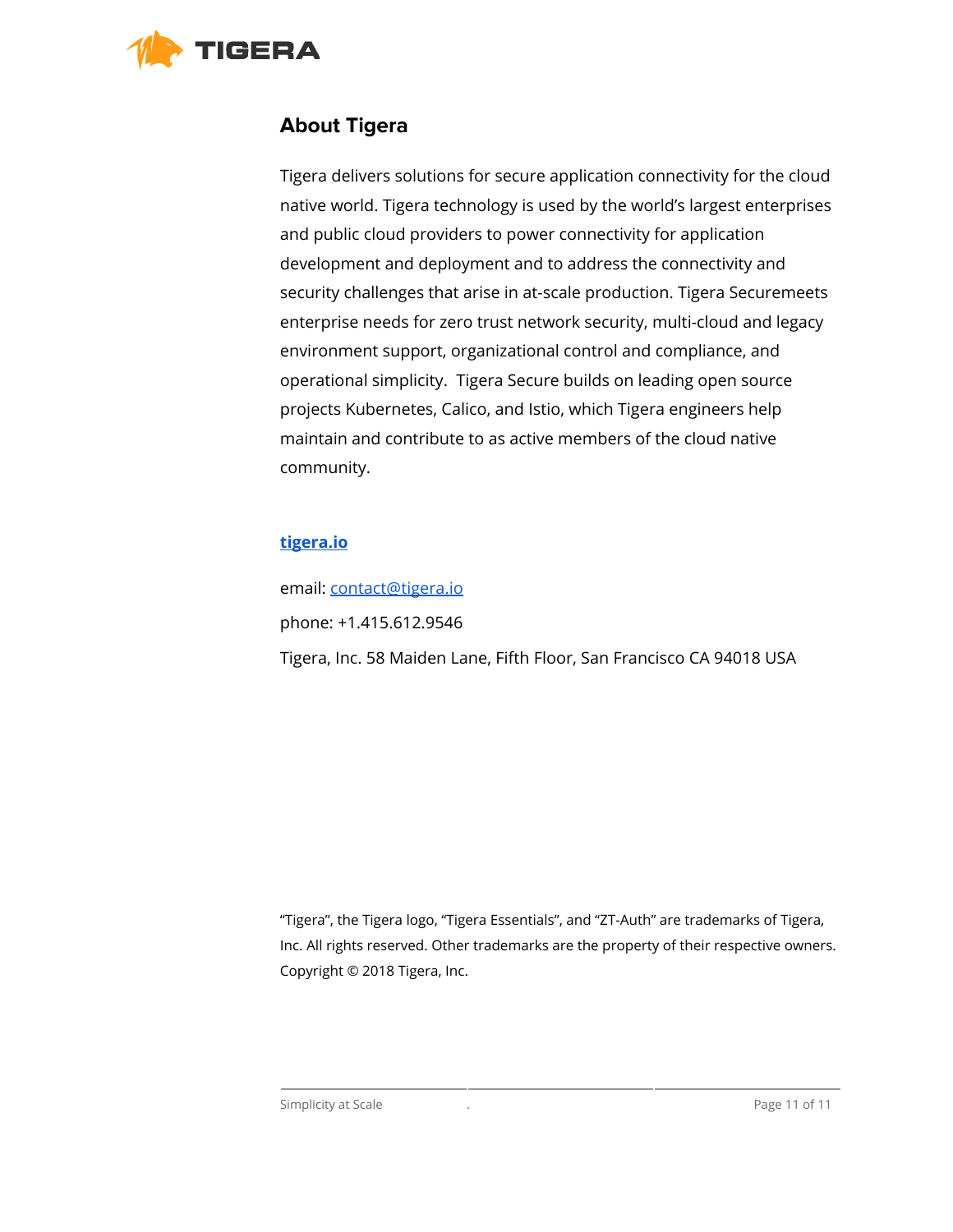## About Tigera

Tigera delivers solutions for secure application connectivity for the cloud native world. Tigera technology is used by the world's largest enterprises and public cloud providers to power connectivity for application development and deployment and to address the connectivity and security challenges that arise in at-scale production. Tigera Securemeets enterprise needs for zero trust network security, multi-cloud and legacy environment support, organizational control and compliance, and operational simplicity.  Tigera Secure builds on leading open source projects Kubernetes, Calico, and Istio, which Tigera engineers help maintain and contribute to as active members of the cloud native community.

**tigera.io**

email: contact@tigera.io

phone: +1.415.612.9546

Tigera, Inc. 58 Maiden Lane, Fifth Floor, San Francisco CA 94018 USA

"Tigera", the Tigera logo, "Tigera Essentials", and "ZT-Auth" are trademarks of Tigera, Inc. All rights reserved. Other trademarks are the property of their respective owners. Copyright © 2018 Tigera, Inc.